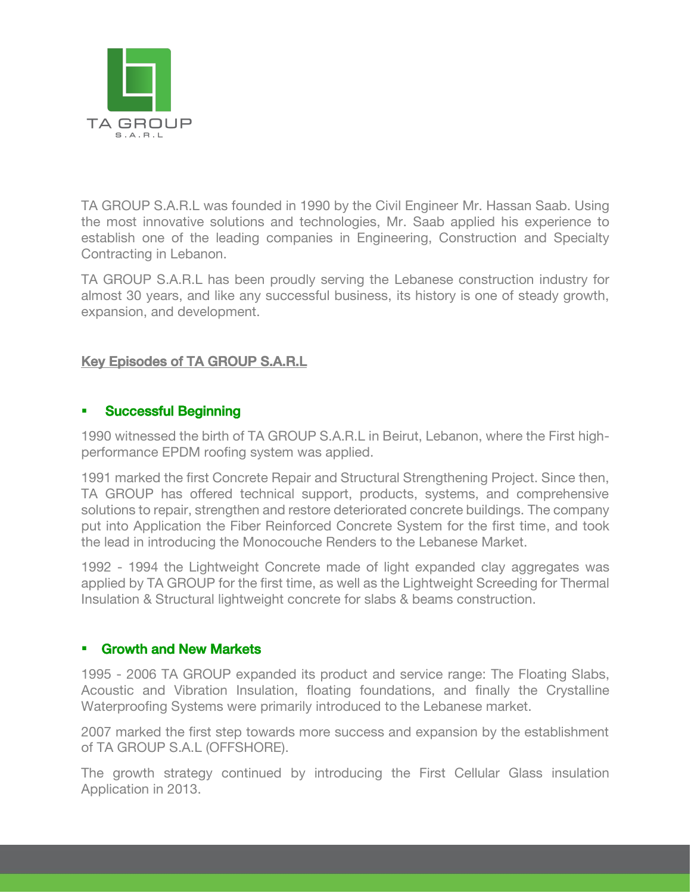TA GROUP
S.A.R.L

TA GROUP S.A.R.L was founded in 1990 by the Civil Engineer Mr. Hassan Saab. Using the most innovative solutions and technologies, Mr. Saab applied his experience to establish one of the leading companies in Engineering, Construction and Specialty Contracting in Lebanon.

TA GROUP S.A.R.L has been proudly serving the Lebanese construction industry for almost 30 years, and like any successful business, its history is one of steady growth, expansion, and development.

## Key Episodes of TA GROUP S.A.R.L

### Successful Beginning

1990 witnessed the birth of TA GROUP S.A.R.L in Beirut, Lebanon, where the First high-performance EPDM roofing system was applied.

1991 marked the first Concrete Repair and Structural Strengthening Project. Since then, TA GROUP has offered technical support, products, systems, and comprehensive solutions to repair, strengthen and restore deteriorated concrete buildings. The company put into Application the Fiber Reinforced Concrete System for the first time, and took the lead in introducing the Monocouche Renders to the Lebanese Market.

1992 - 1994 the Lightweight Concrete made of light expanded clay aggregates was applied by TA GROUP for the first time, as well as the Lightweight Screeding for Thermal Insulation & Structural lightweight concrete for slabs & beams construction.

### Growth and New Markets

1995 - 2006 TA GROUP expanded its product and service range: The Floating Slabs, Acoustic and Vibration Insulation, floating foundations, and finally the Crystalline Waterproofing Systems were primarily introduced to the Lebanese market.

2007 marked the first step towards more success and expansion by the establishment of TA GROUP S.A.L (OFFSHORE).

The growth strategy continued by introducing the First Cellular Glass insulation Application in 2013.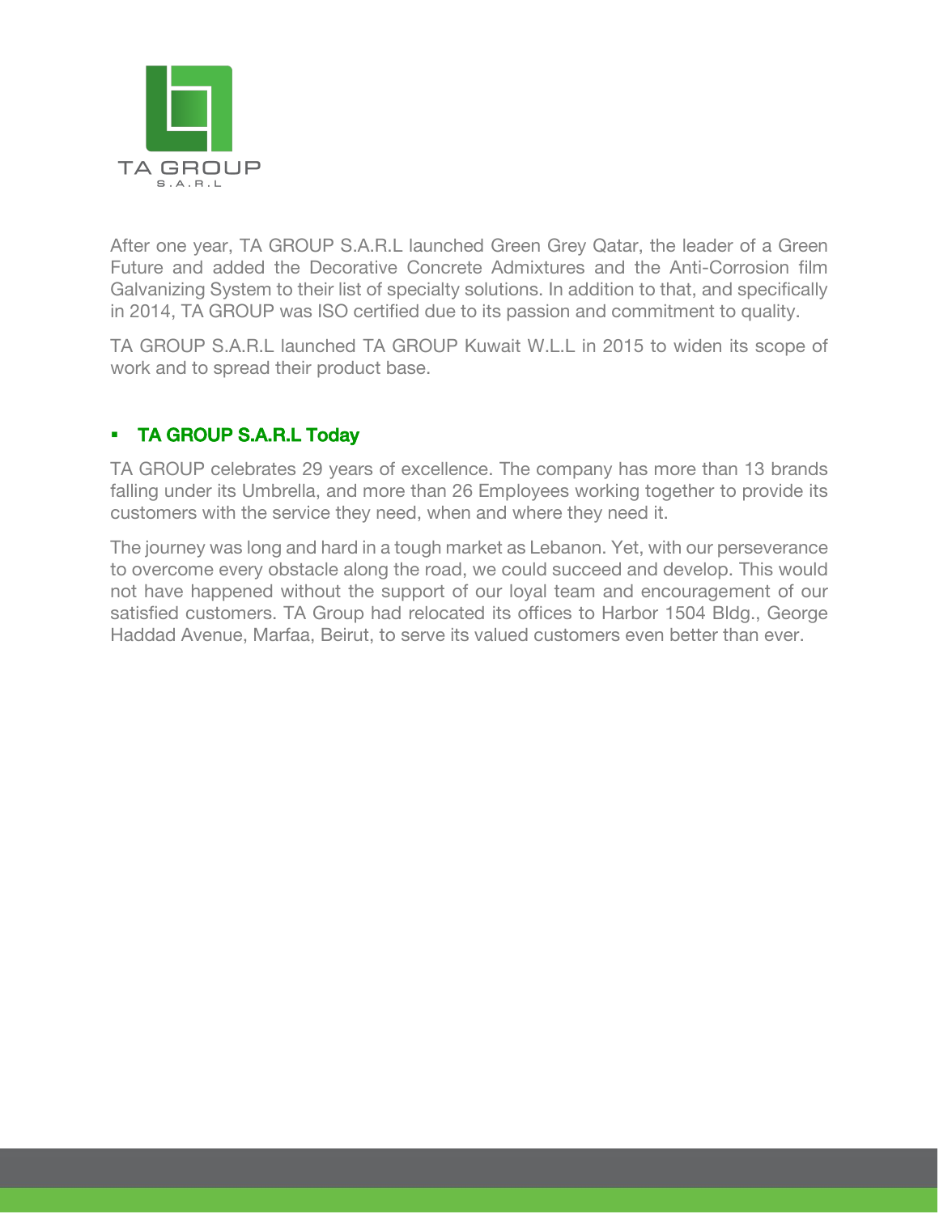After one year, TA GROUP S.A.R.L launched Green Grey Qatar, the leader of a Green Future and added the Decorative Concrete Admixtures and the Anti-Corrosion film Galvanizing System to their list of specialty solutions. In addition to that, and specifically in 2014, TA GROUP was ISO certified due to its passion and commitment to quality.

TA GROUP S.A.R.L launched TA GROUP Kuwait W.L.L in 2015 to widen its scope of work and to spread their product base.

- **TA GROUP S.A.R.L Today**

TA GROUP celebrates 29 years of excellence. The company has more than 13 brands falling under its Umbrella, and more than 26 Employees working together to provide its customers with the service they need, when and where they need it.

The journey was long and hard in a tough market as Lebanon. Yet, with our perseverance to overcome every obstacle along the road, we could succeed and develop. This would not have happened without the support of our loyal team and encouragement of our satisfied customers. TA Group had relocated its offices to Harbor 1504 Bldg., George Haddad Avenue, Marfaa, Beirut, to serve its valued customers even better than ever.